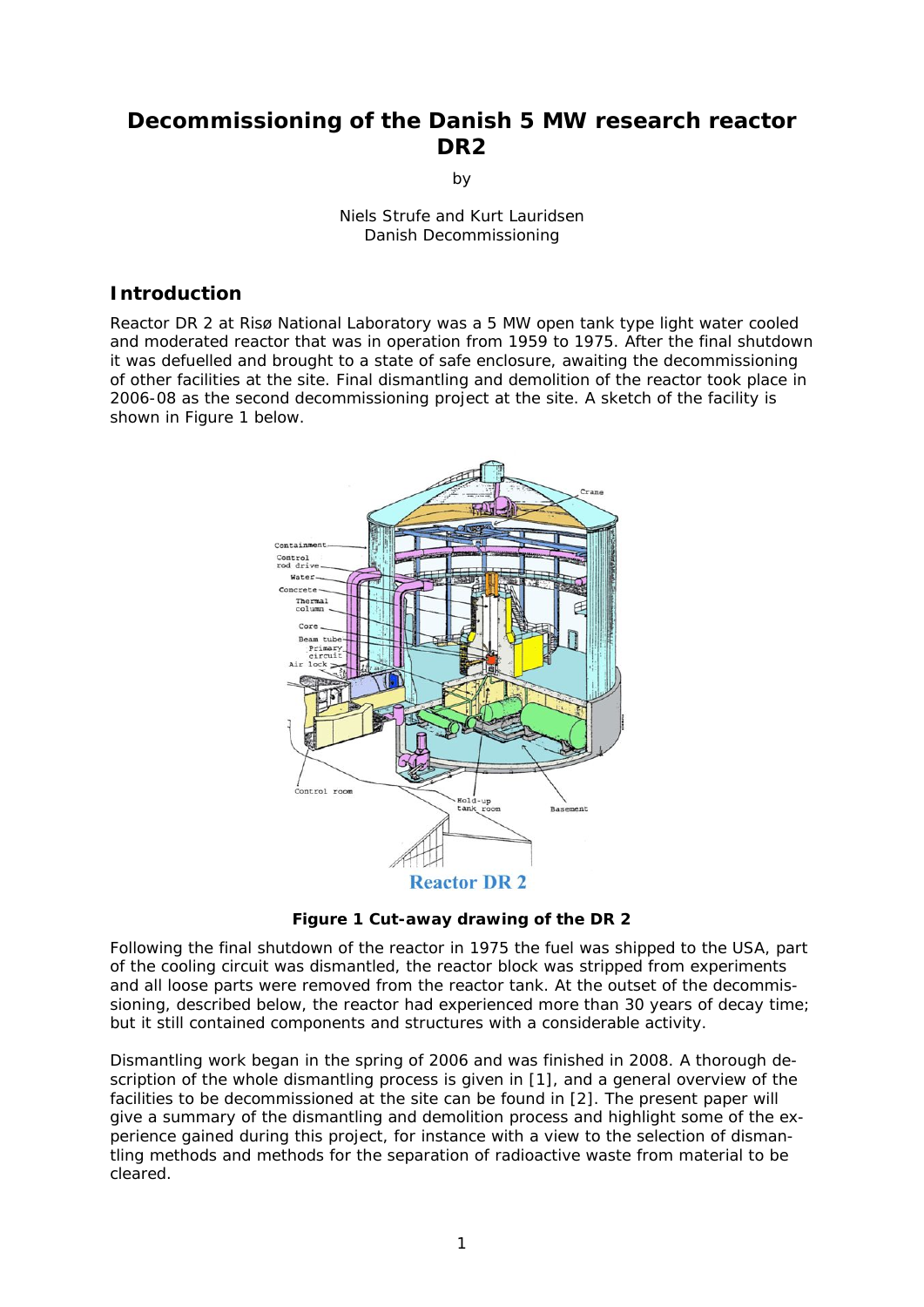# Decommissioning of the Danish 5 MW research reactor DR2

by

Niels Strufe and Kurt Lauridsen
Danish Decommissioning

## Introduction

Reactor DR 2 at Risø National Laboratory was a 5 MW open tank type light water cooled and moderated reactor that was in operation from 1959 to 1975. After the final shutdown it was defuelled and brought to a state of safe enclosure, awaiting the decommissioning of other facilities at the site. Final dismantling and demolition of the reactor took place in 2006-08 as the second decommissioning project at the site. A sketch of the facility is shown in Figure 1 below.

**Figure 1 Cut-away drawing of the DR 2**

Following the final shutdown of the reactor in 1975 the fuel was shipped to the USA, part of the cooling circuit was dismantled, the reactor block was stripped from experiments and all loose parts were removed from the reactor tank. At the outset of the decommissioning, described below, the reactor had experienced more than 30 years of decay time; but it still contained components and structures with a considerable activity.

Dismantling work began in the spring of 2006 and was finished in 2008. A thorough description of the whole dismantling process is given in [1], and a general overview of the facilities to be decommissioned at the site can be found in [2]. The present paper will give a summary of the dismantling and demolition process and highlight some of the experience gained during this project, for instance with a view to the selection of dismantling methods and methods for the separation of radioactive waste from material to be cleared.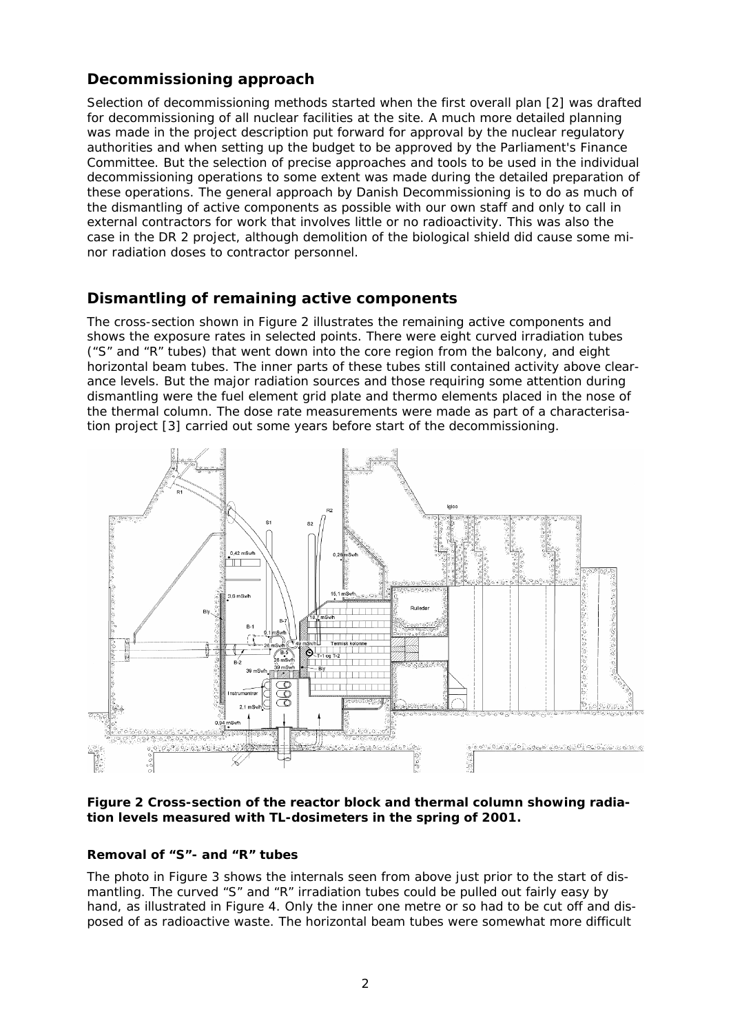## Decommissioning approach

Selection of decommissioning methods started when the first overall plan [2] was drafted for decommissioning of all nuclear facilities at the site. A much more detailed planning was made in the project description put forward for approval by the nuclear regulatory authorities and when setting up the budget to be approved by the Parliament's Finance Committee. But the selection of precise approaches and tools to be used in the individual decommissioning operations to some extent was made during the detailed preparation of these operations. The general approach by Danish Decommissioning is to do as much of the dismantling of active components as possible with our own staff and only to call in external contractors for work that involves little or no radioactivity. This was also the case in the DR 2 project, although demolition of the biological shield did cause some minor radiation doses to contractor personnel.

## Dismantling of remaining active components

The cross-section shown in Figure 2 illustrates the remaining active components and shows the exposure rates in selected points. There were eight curved irradiation tubes ("S" and "R" tubes) that went down into the core region from the balcony, and eight horizontal beam tubes. The inner parts of these tubes still contained activity above clearance levels. But the major radiation sources and those requiring some attention during dismantling were the fuel element grid plate and thermo elements placed in the nose of the thermal column. The dose rate measurements were made as part of a characterisation project [3] carried out some years before start of the decommissioning.

**Figure 2 Cross-section of the reactor block and thermal column showing radiation levels measured with TL-dosimeters in the spring of 2001.**

### Removal of "S"- and "R" tubes

The photo in Figure 3 shows the internals seen from above just prior to the start of dismantling. The curved "S" and "R" irradiation tubes could be pulled out fairly easy by hand, as illustrated in Figure 4. Only the inner one metre or so had to be cut off and disposed of as radioactive waste. The horizontal beam tubes were somewhat more difficult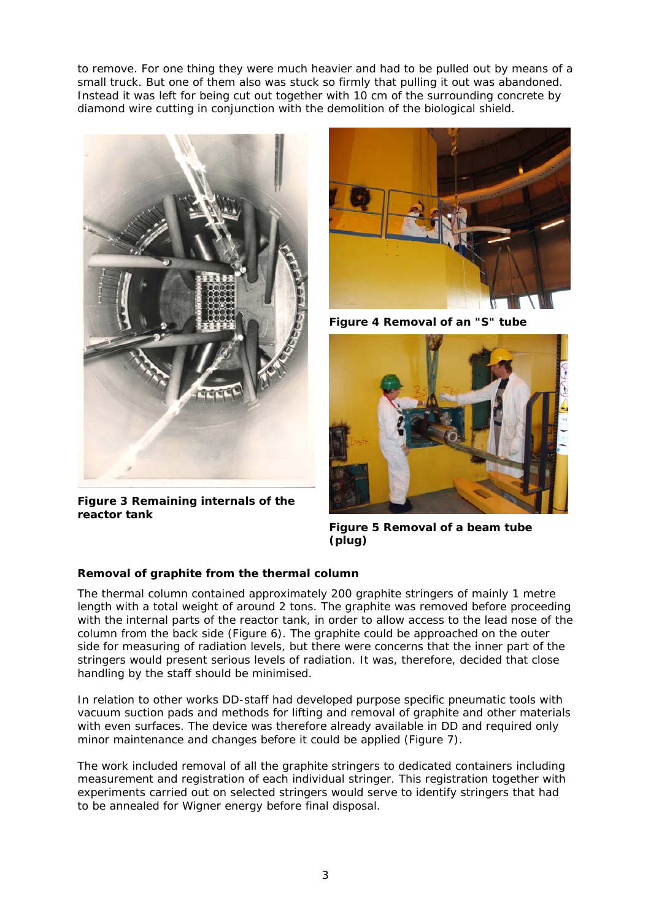to remove. For one thing they were much heavier and had to be pulled out by means of a small truck. But one of them also was stuck so firmly that pulling it out was abandoned. Instead it was left for being cut out together with 10 cm of the surrounding concrete by diamond wire cutting in conjunction with the demolition of the biological shield.

**Figure 3 Remaining internals of the reactor tank**

**Figure 4 Removal of an "S" tube**

**Figure 5 Removal of a beam tube (plug)**

**Removal of graphite from the thermal column**

The thermal column contained approximately 200 graphite stringers of mainly 1 metre length with a total weight of around 2 tons. The graphite was removed before proceeding with the internal parts of the reactor tank, in order to allow access to the lead nose of the column from the back side (Figure 6). The graphite could be approached on the outer side for measuring of radiation levels, but there were concerns that the inner part of the stringers would present serious levels of radiation. It was, therefore, decided that close handling by the staff should be minimised.

In relation to other works DD-staff had developed purpose specific pneumatic tools with vacuum suction pads and methods for lifting and removal of graphite and other materials with even surfaces. The device was therefore already available in DD and required only minor maintenance and changes before it could be applied (Figure 7).

The work included removal of all the graphite stringers to dedicated containers including measurement and registration of each individual stringer. This registration together with experiments carried out on selected stringers would serve to identify stringers that had to be annealed for Wigner energy before final disposal.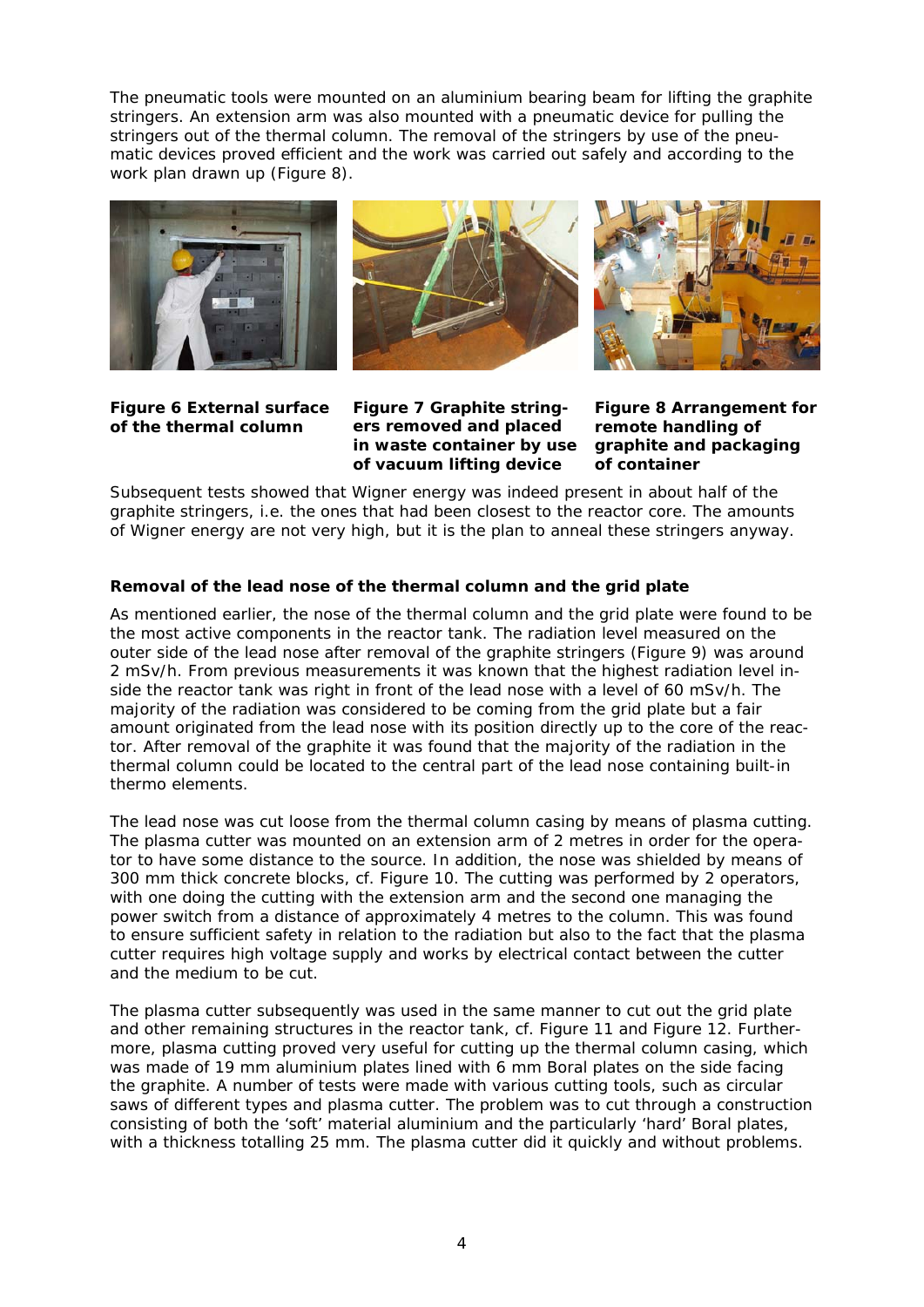The pneumatic tools were mounted on an aluminium bearing beam for lifting the graphite stringers. An extension arm was also mounted with a pneumatic device for pulling the stringers out of the thermal column. The removal of the stringers by use of the pneumatic devices proved efficient and the work was carried out safely and according to the work plan drawn up (Figure 8).

**Figure 6 External surface of the thermal column**

**Figure 7 Graphite stringers removed and placed in waste container by use of vacuum lifting device**

**Figure 8 Arrangement for remote handling of graphite and packaging of container**

Subsequent tests showed that Wigner energy was indeed present in about half of the graphite stringers, i.e. the ones that had been closest to the reactor core. The amounts of Wigner energy are not very high, but it is the plan to anneal these stringers anyway.

### Removal of the lead nose of the thermal column and the grid plate

As mentioned earlier, the nose of the thermal column and the grid plate were found to be the most active components in the reactor tank. The radiation level measured on the outer side of the lead nose after removal of the graphite stringers (Figure 9) was around 2 mSv/h. From previous measurements it was known that the highest radiation level inside the reactor tank was right in front of the lead nose with a level of 60 mSv/h. The majority of the radiation was considered to be coming from the grid plate but a fair amount originated from the lead nose with its position directly up to the core of the reactor. After removal of the graphite it was found that the majority of the radiation in the thermal column could be located to the central part of the lead nose containing built-in thermo elements.

The lead nose was cut loose from the thermal column casing by means of plasma cutting. The plasma cutter was mounted on an extension arm of 2 metres in order for the operator to have some distance to the source. In addition, the nose was shielded by means of 300 mm thick concrete blocks, cf. Figure 10. The cutting was performed by 2 operators, with one doing the cutting with the extension arm and the second one managing the power switch from a distance of approximately 4 metres to the column. This was found to ensure sufficient safety in relation to the radiation but also to the fact that the plasma cutter requires high voltage supply and works by electrical contact between the cutter and the medium to be cut.

The plasma cutter subsequently was used in the same manner to cut out the grid plate and other remaining structures in the reactor tank, cf. Figure 11 and Figure 12. Furthermore, plasma cutting proved very useful for cutting up the thermal column casing, which was made of 19 mm aluminium plates lined with 6 mm Boral plates on the side facing the graphite. A number of tests were made with various cutting tools, such as circular saws of different types and plasma cutter. The problem was to cut through a construction consisting of both the 'soft' material aluminium and the particularly 'hard' Boral plates, with a thickness totalling 25 mm. The plasma cutter did it quickly and without problems.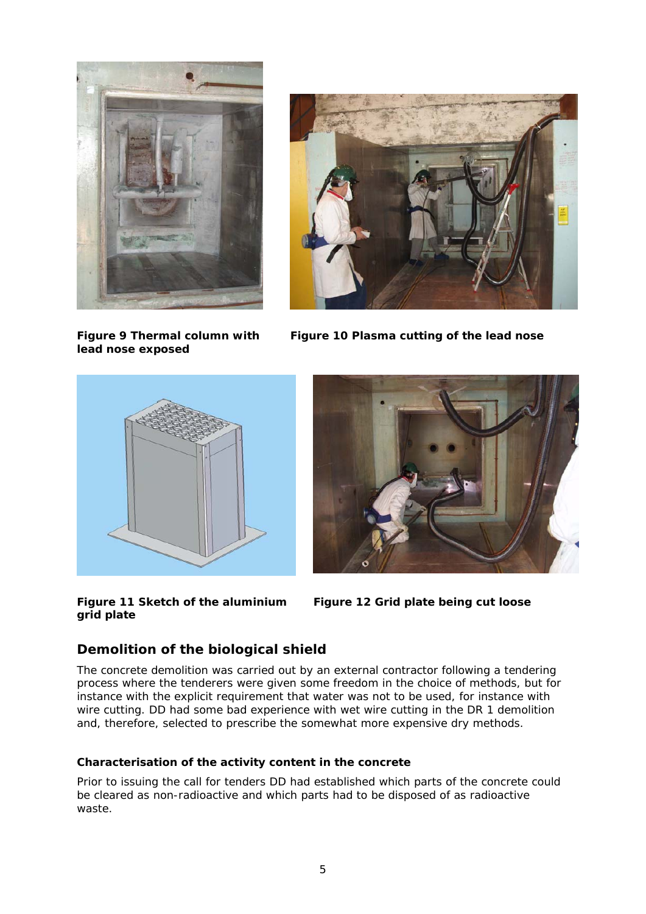**Figure 9 Thermal column with lead nose exposed**

**Figure 10 Plasma cutting of the lead nose**

**Figure 11 Sketch of the aluminium grid plate**

**Figure 12 Grid plate being cut loose**

## Demolition of the biological shield

The concrete demolition was carried out by an external contractor following a tendering process where the tenderers were given some freedom in the choice of methods, but for instance with the explicit requirement that water was not to be used, for instance with wire cutting. DD had some bad experience with wet wire cutting in the DR 1 demolition and, therefore, selected to prescribe the somewhat more expensive dry methods.

### Characterisation of the activity content in the concrete

Prior to issuing the call for tenders DD had established which parts of the concrete could be cleared as non-radioactive and which parts had to be disposed of as radioactive waste.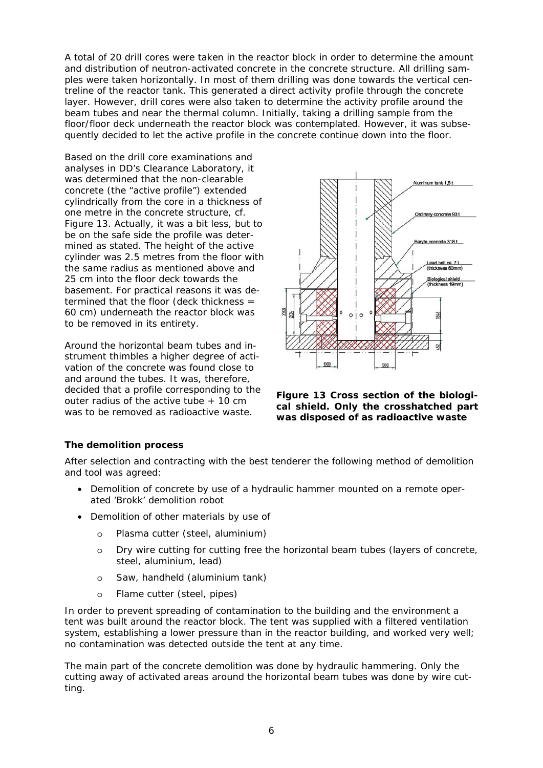A total of 20 drill cores were taken in the reactor block in order to determine the amount and distribution of neutron-activated concrete in the concrete structure. All drilling samples were taken horizontally. In most of them drilling was done towards the vertical centreline of the reactor tank. This generated a direct activity profile through the concrete layer. However, drill cores were also taken to determine the activity profile around the beam tubes and near the thermal column. Initially, taking a drilling sample from the floor/floor deck underneath the reactor block was contemplated. However, it was subsequently decided to let the active profile in the concrete continue down into the floor.

Based on the drill core examinations and analyses in DD's Clearance Laboratory, it was determined that the non-clearable concrete (the "active profile") extended cylindrically from the core in a thickness of one metre in the concrete structure, cf. Figure 13. Actually, it was a bit less, but to be on the safe side the profile was determined as stated. The height of the active cylinder was 2.5 metres from the floor with the same radius as mentioned above and 25 cm into the floor deck towards the basement. For practical reasons it was determined that the floor (deck thickness = 60 cm) underneath the reactor block was to be removed in its entirety.

Around the horizontal beam tubes and instrument thimbles a higher degree of activation of the concrete was found close to and around the tubes. It was, therefore, decided that a profile corresponding to the outer radius of the active tube + 10 cm was to be removed as radioactive waste.

**Figure 13 Cross section of the biological shield. Only the crosshatched part was disposed of as radioactive waste**

### The demolition process

After selection and contracting with the best tenderer the following method of demolition and tool was agreed:

- Demolition of concrete by use of a hydraulic hammer mounted on a remote operated 'Brokk' demolition robot
- Demolition of other materials by use of
  - Plasma cutter (steel, aluminium)
  - Dry wire cutting for cutting free the horizontal beam tubes (layers of concrete, steel, aluminium, lead)
  - Saw, handheld (aluminium tank)
  - Flame cutter (steel, pipes)

In order to prevent spreading of contamination to the building and the environment a tent was built around the reactor block. The tent was supplied with a filtered ventilation system, establishing a lower pressure than in the reactor building, and worked very well; no contamination was detected outside the tent at any time.

The main part of the concrete demolition was done by hydraulic hammering. Only the cutting away of activated areas around the horizontal beam tubes was done by wire cutting.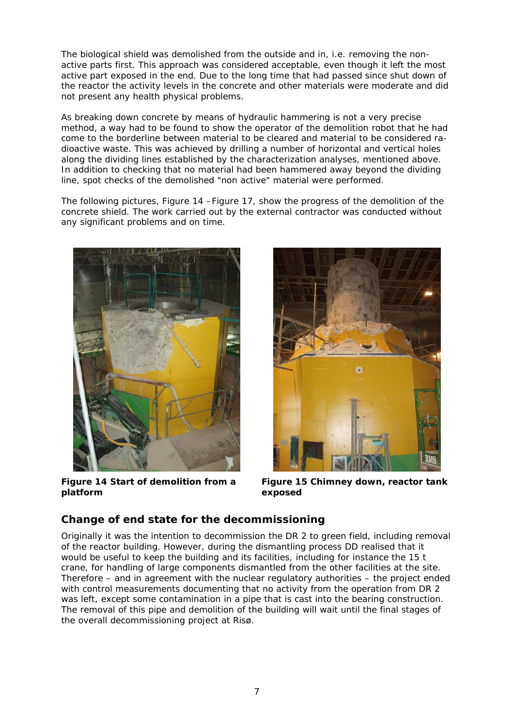The biological shield was demolished from the outside and in, i.e. removing the non-active parts first. This approach was considered acceptable, even though it left the most active part exposed in the end. Due to the long time that had passed since shut down of the reactor the activity levels in the concrete and other materials were moderate and did not present any health physical problems.

As breaking down concrete by means of hydraulic hammering is not a very precise method, a way had to be found to show the operator of the demolition robot that he had come to the borderline between material to be cleared and material to be considered radioactive waste. This was achieved by drilling a number of horizontal and vertical holes along the dividing lines established by the characterization analyses, mentioned above. In addition to checking that no material had been hammered away beyond the dividing line, spot checks of the demolished "non active" material were performed.

The following pictures, Figure 14 –Figure 17, show the progress of the demolition of the concrete shield. The work carried out by the external contractor was conducted without any significant problems and on time.

**Figure 14 Start of demolition from a platform**

**Figure 15 Chimney down, reactor tank exposed**

## Change of end state for the decommissioning

Originally it was the intention to decommission the DR 2 to green field, including removal of the reactor building. However, during the dismantling process DD realised that it would be useful to keep the building and its facilities, including for instance the 15 t crane, for handling of large components dismantled from the other facilities at the site. Therefore – and in agreement with the nuclear regulatory authorities – the project ended with control measurements documenting that no activity from the operation from DR 2 was left, except some contamination in a pipe that is cast into the bearing construction. The removal of this pipe and demolition of the building will wait until the final stages of the overall decommissioning project at Risø.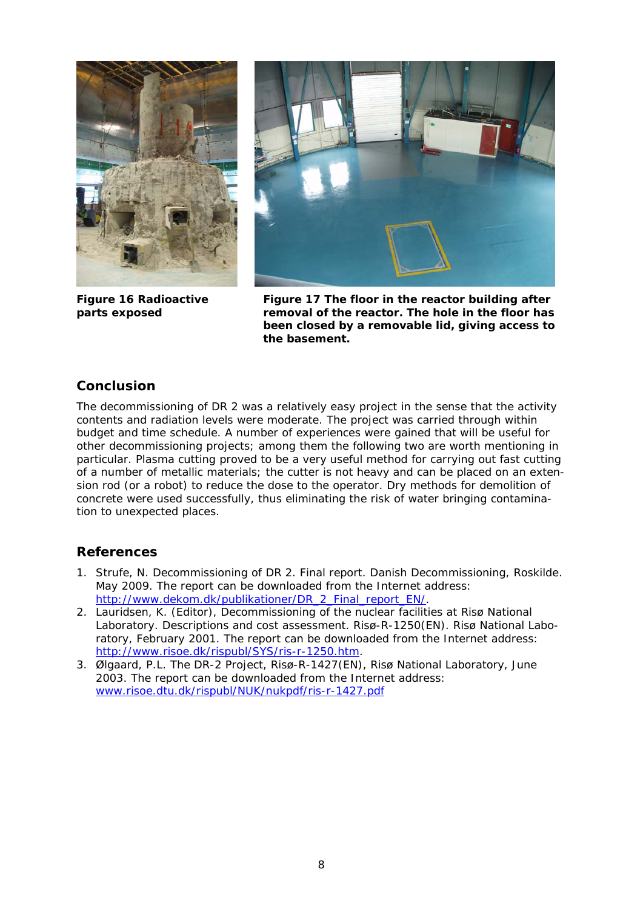**Figure 16 Radioactive parts exposed**

**Figure 17 The floor in the reactor building after removal of the reactor. The hole in the floor has been closed by a removable lid, giving access to the basement.**

## Conclusion

The decommissioning of DR 2 was a relatively easy project in the sense that the activity contents and radiation levels were moderate. The project was carried through within budget and time schedule. A number of experiences were gained that will be useful for other decommissioning projects; among them the following two are worth mentioning in particular. Plasma cutting proved to be a very useful method for carrying out fast cutting of a number of metallic materials; the cutter is not heavy and can be placed on an extension rod (or a robot) to reduce the dose to the operator. Dry methods for demolition of concrete were used successfully, thus eliminating the risk of water bringing contamination to unexpected places.

## References

1. Strufe, N. Decommissioning of DR 2. Final report. Danish Decommissioning, Roskilde. May 2009. The report can be downloaded from the Internet address: http://www.dekom.dk/publikationer/DR_2_Final_report_EN/.
2. Lauridsen, K. (Editor), Decommissioning of the nuclear facilities at Risø National Laboratory. Descriptions and cost assessment. Risø-R-1250(EN). Risø National Laboratory, February 2001. The report can be downloaded from the Internet address: http://www.risoe.dk/rispubl/SYS/ris-r-1250.htm.
3. Ølgaard, P.L. The DR-2 Project, Risø-R-1427(EN), Risø National Laboratory, June 2003. The report can be downloaded from the Internet address: www.risoe.dtu.dk/rispubl/NUK/nukpdf/ris-r-1427.pdf